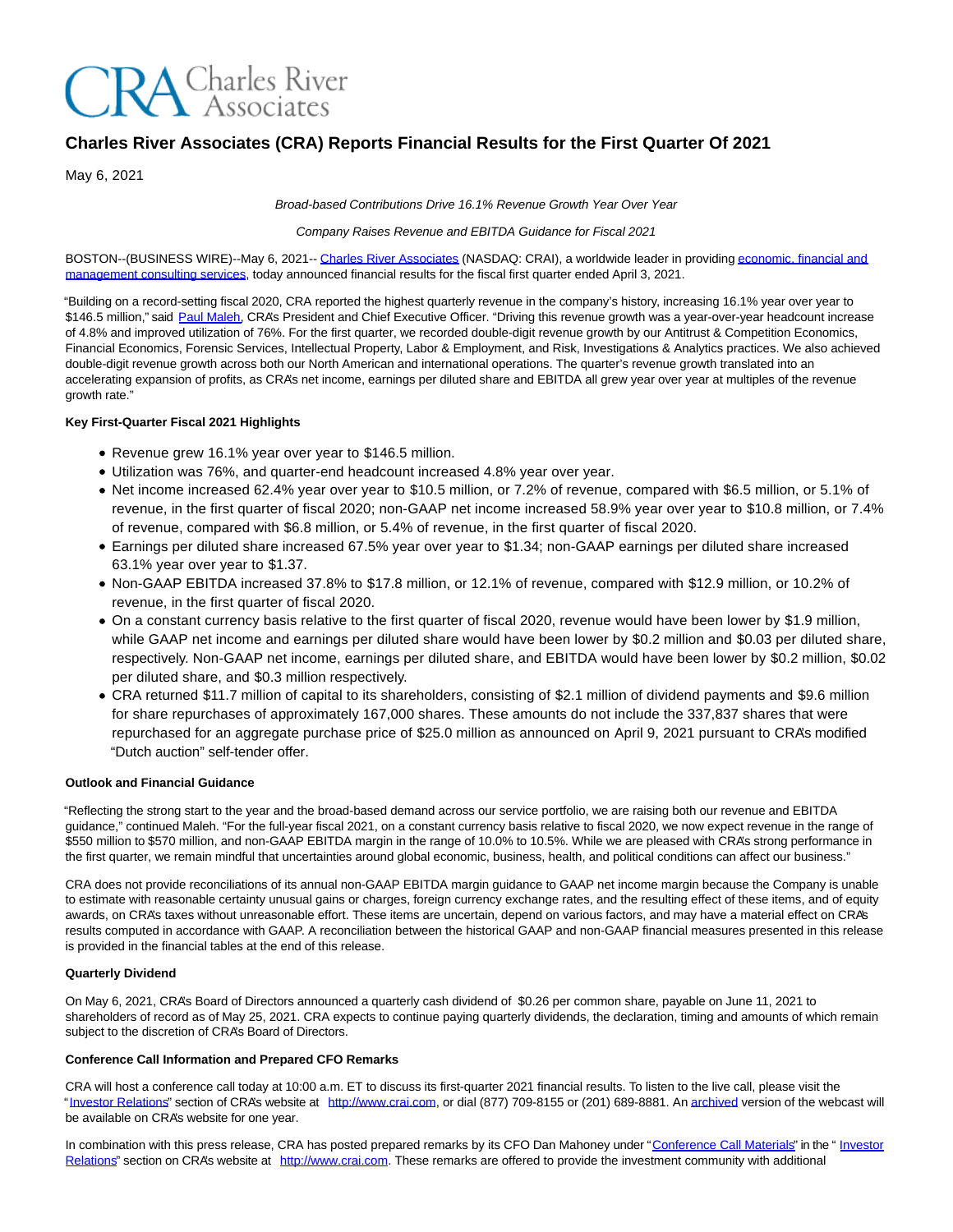Charles River Associates

# Charles River Associates (CRA) Reports Financial Results for the First Quarter Of 2021

May 6, 2021

*Broad-based Contributions Drive 16.1% Revenue Growth Year Over Year*

*Company Raises Revenue and EBITDA Guidance for Fiscal 2021*

BOSTON--(BUSINESS WIRE)--May 6, 2021-- Charles River Associates (NASDAQ: CRAI), a worldwide leader in providing economic, financial and management consulting services, today announced financial results for the fiscal first quarter ended April 3, 2021.

"Building on a record-setting fiscal 2020, CRA reported the highest quarterly revenue in the company's history, increasing 16.1% year over year to $146.5 million," said Paul Maleh, CRA's President and Chief Executive Officer. "Driving this revenue growth was a year-over-year headcount increase of 4.8% and improved utilization of 76%. For the first quarter, we recorded double-digit revenue growth by our Antitrust & Competition Economics, Financial Economics, Forensic Services, Intellectual Property, Labor & Employment, and Risk, Investigations & Analytics practices. We also achieved double-digit revenue growth across both our North American and international operations. The quarter's revenue growth translated into an accelerating expansion of profits, as CRA's net income, earnings per diluted share and EBITDA all grew year over year at multiples of the revenue growth rate."

**Key First-Quarter Fiscal 2021 Highlights**

- Revenue grew 16.1% year over year to $146.5 million.
- Utilization was 76%, and quarter-end headcount increased 4.8% year over year.
- Net income increased 62.4% year over year to $10.5 million, or 7.2% of revenue, compared with $6.5 million, or 5.1% of revenue, in the first quarter of fiscal 2020; non-GAAP net income increased 58.9% year over year to $10.8 million, or 7.4% of revenue, compared with $6.8 million, or 5.4% of revenue, in the first quarter of fiscal 2020.
- Earnings per diluted share increased 67.5% year over year to $1.34; non-GAAP earnings per diluted share increased 63.1% year over year to $1.37.
- Non-GAAP EBITDA increased 37.8% to $17.8 million, or 12.1% of revenue, compared with $12.9 million, or 10.2% of revenue, in the first quarter of fiscal 2020.
- On a constant currency basis relative to the first quarter of fiscal 2020, revenue would have been lower by $1.9 million, while GAAP net income and earnings per diluted share would have been lower by $0.2 million and $0.03 per diluted share, respectively. Non-GAAP net income, earnings per diluted share, and EBITDA would have been lower by $0.2 million, $0.02 per diluted share, and $0.3 million respectively.
- CRA returned $11.7 million of capital to its shareholders, consisting of $2.1 million of dividend payments and $9.6 million for share repurchases of approximately 167,000 shares. These amounts do not include the 337,837 shares that were repurchased for an aggregate purchase price of $25.0 million as announced on April 9, 2021 pursuant to CRA's modified "Dutch auction" self-tender offer.

**Outlook and Financial Guidance**

"Reflecting the strong start to the year and the broad-based demand across our service portfolio, we are raising both our revenue and EBITDA guidance," continued Maleh. "For the full-year fiscal 2021, on a constant currency basis relative to fiscal 2020, we now expect revenue in the range of $550 million to $570 million, and non-GAAP EBITDA margin in the range of 10.0% to 10.5%. While we are pleased with CRA's strong performance in the first quarter, we remain mindful that uncertainties around global economic, business, health, and political conditions can affect our business."

CRA does not provide reconciliations of its annual non-GAAP EBITDA margin guidance to GAAP net income margin because the Company is unable to estimate with reasonable certainty unusual gains or charges, foreign currency exchange rates, and the resulting effect of these items, and of equity awards, on CRA's taxes without unreasonable effort. These items are uncertain, depend on various factors, and may have a material effect on CRA's results computed in accordance with GAAP. A reconciliation between the historical GAAP and non-GAAP financial measures presented in this release is provided in the financial tables at the end of this release.

**Quarterly Dividend**

On May 6, 2021, CRA's Board of Directors announced a quarterly cash dividend of $0.26 per common share, payable on June 11, 2021 to shareholders of record as of May 25, 2021. CRA expects to continue paying quarterly dividends, the declaration, timing and amounts of which remain subject to the discretion of CRA's Board of Directors.

**Conference Call Information and Prepared CFO Remarks**

CRA will host a conference call today at 10:00 a.m. ET to discuss its first-quarter 2021 financial results. To listen to the live call, please visit the "Investor Relations" section of CRA's website at http://www.crai.com, or dial (877) 709-8155 or (201) 689-8881. An archived version of the webcast will be available on CRA's website for one year.

In combination with this press release, CRA has posted prepared remarks by its CFO Dan Mahoney under "Conference Call Materials" in the " Investor Relations" section on CRA's website at http://www.crai.com. These remarks are offered to provide the investment community with additional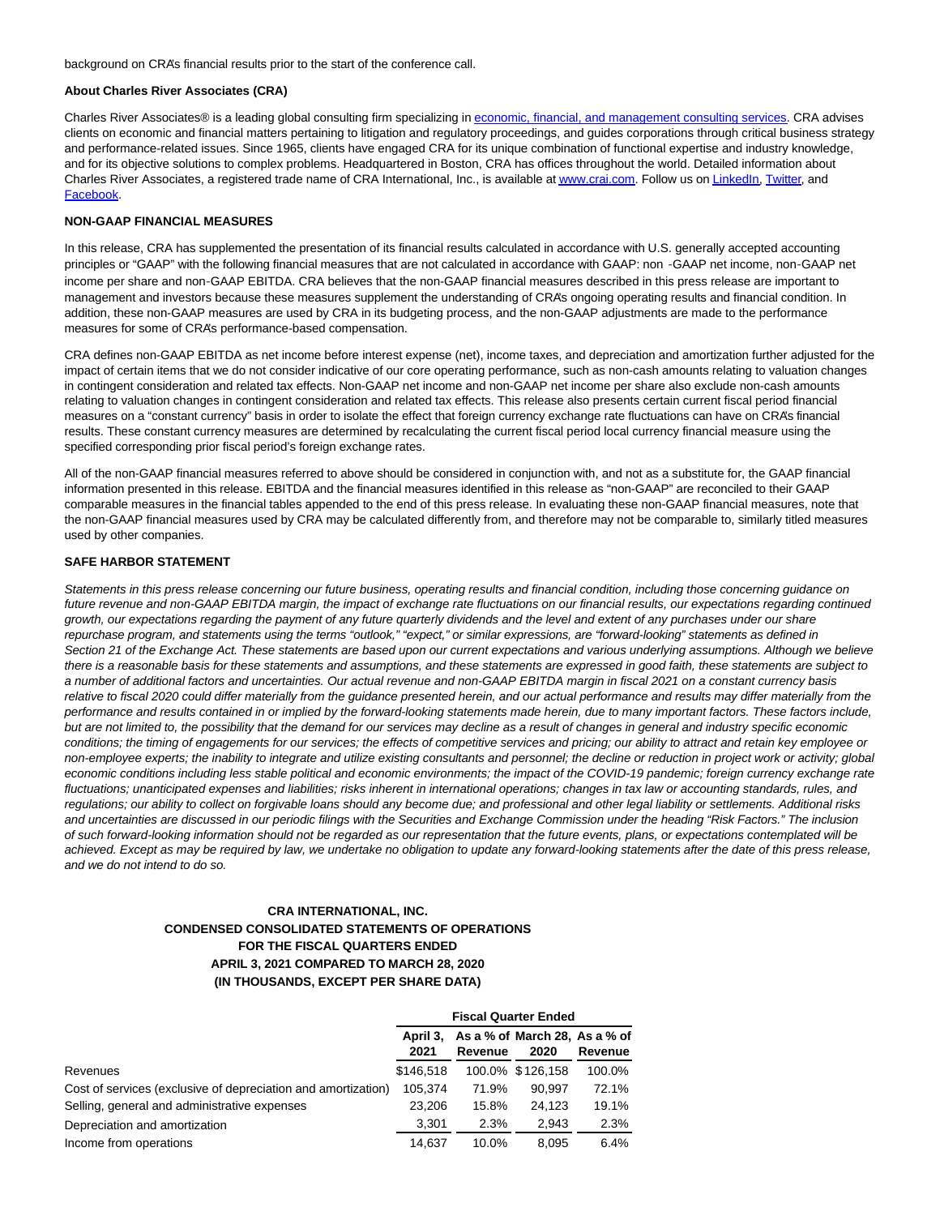background on CRA's financial results prior to the start of the conference call.

**About Charles River Associates (CRA)**

Charles River Associates® is a leading global consulting firm specializing in economic, financial, and management consulting services. CRA advises clients on economic and financial matters pertaining to litigation and regulatory proceedings, and guides corporations through critical business strategy and performance-related issues. Since 1965, clients have engaged CRA for its unique combination of functional expertise and industry knowledge, and for its objective solutions to complex problems. Headquartered in Boston, CRA has offices throughout the world. Detailed information about Charles River Associates, a registered trade name of CRA International, Inc., is available at www.crai.com. Follow us on LinkedIn, Twitter, and Facebook.

**NON-GAAP FINANCIAL MEASURES**

In this release, CRA has supplemented the presentation of its financial results calculated in accordance with U.S. generally accepted accounting principles or "GAAP" with the following financial measures that are not calculated in accordance with GAAP: non -GAAP net income, non-GAAP net income per share and non-GAAP EBITDA. CRA believes that the non-GAAP financial measures described in this press release are important to management and investors because these measures supplement the understanding of CRA's ongoing operating results and financial condition. In addition, these non-GAAP measures are used by CRA in its budgeting process, and the non-GAAP adjustments are made to the performance measures for some of CRA's performance-based compensation.

CRA defines non-GAAP EBITDA as net income before interest expense (net), income taxes, and depreciation and amortization further adjusted for the impact of certain items that we do not consider indicative of our core operating performance, such as non-cash amounts relating to valuation changes in contingent consideration and related tax effects. Non-GAAP net income and non-GAAP net income per share also exclude non-cash amounts relating to valuation changes in contingent consideration and related tax effects. This release also presents certain current fiscal period financial measures on a "constant currency" basis in order to isolate the effect that foreign currency exchange rate fluctuations can have on CRA's financial results. These constant currency measures are determined by recalculating the current fiscal period local currency financial measure using the specified corresponding prior fiscal period's foreign exchange rates.

All of the non-GAAP financial measures referred to above should be considered in conjunction with, and not as a substitute for, the GAAP financial information presented in this release. EBITDA and the financial measures identified in this release as "non-GAAP" are reconciled to their GAAP comparable measures in the financial tables appended to the end of this press release. In evaluating these non-GAAP financial measures, note that the non-GAAP financial measures used by CRA may be calculated differently from, and therefore may not be comparable to, similarly titled measures used by other companies.

**SAFE HARBOR STATEMENT**

*Statements in this press release concerning our future business, operating results and financial condition, including those concerning guidance on future revenue and non-GAAP EBITDA margin, the impact of exchange rate fluctuations on our financial results, our expectations regarding continued growth, our expectations regarding the payment of any future quarterly dividends and the level and extent of any purchases under our share repurchase program, and statements using the terms "outlook," "expect," or similar expressions, are "forward-looking" statements as defined in Section 21 of the Exchange Act. These statements are based upon our current expectations and various underlying assumptions. Although we believe there is a reasonable basis for these statements and assumptions, and these statements are expressed in good faith, these statements are subject to a number of additional factors and uncertainties. Our actual revenue and non-GAAP EBITDA margin in fiscal 2021 on a constant currency basis relative to fiscal 2020 could differ materially from the guidance presented herein, and our actual performance and results may differ materially from the performance and results contained in or implied by the forward-looking statements made herein, due to many important factors. These factors include, but are not limited to, the possibility that the demand for our services may decline as a result of changes in general and industry specific economic conditions; the timing of engagements for our services; the effects of competitive services and pricing; our ability to attract and retain key employee or non-employee experts; the inability to integrate and utilize existing consultants and personnel; the decline or reduction in project work or activity; global economic conditions including less stable political and economic environments; the impact of the COVID-19 pandemic; foreign currency exchange rate fluctuations; unanticipated expenses and liabilities; risks inherent in international operations; changes in tax law or accounting standards, rules, and regulations; our ability to collect on forgivable loans should any become due; and professional and other legal liability or settlements. Additional risks and uncertainties are discussed in our periodic filings with the Securities and Exchange Commission under the heading "Risk Factors." The inclusion of such forward-looking information should not be regarded as our representation that the future events, plans, or expectations contemplated will be achieved. Except as may be required by law, we undertake no obligation to update any forward-looking statements after the date of this press release, and we do not intend to do so.*

**CRA INTERNATIONAL, INC.**
**CONDENSED CONSOLIDATED STATEMENTS OF OPERATIONS**
**FOR THE FISCAL QUARTERS ENDED**
**APRIL 3, 2021 COMPARED TO MARCH 28, 2020**
**(IN THOUSANDS, EXCEPT PER SHARE DATA)**

| | Fiscal Quarter Ended | | | |
|---|---|---|---|---|
| | April 3, 2021 | As a % of Revenue | March 28, 2020 | As a % of Revenue |
| Revenues | $146,518 | 100.0% | $126,158 | 100.0% |
| Cost of services (exclusive of depreciation and amortization) | 105,374 | 71.9% | 90,997 | 72.1% |
| Selling, general and administrative expenses | 23,206 | 15.8% | 24,123 | 19.1% |
| Depreciation and amortization | 3,301 | 2.3% | 2,943 | 2.3% |
| Income from operations | 14,637 | 10.0% | 8,095 | 6.4% |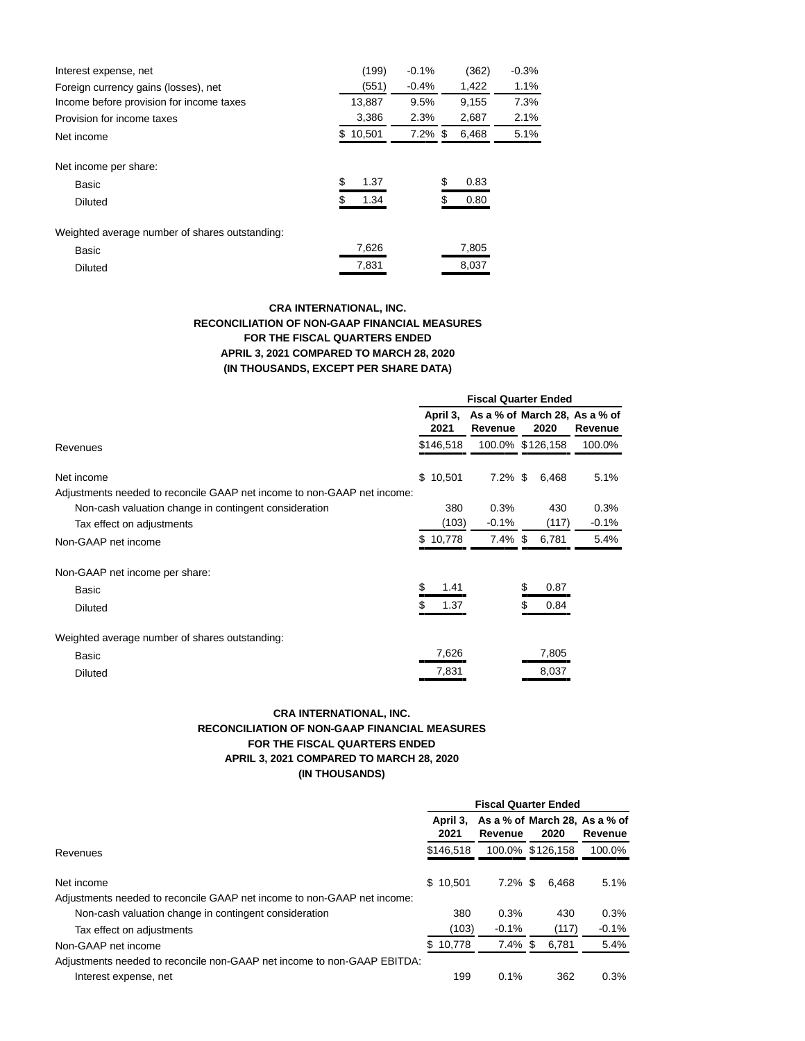| | | | | |
|---|---|---|---|---|
| Interest expense, net | (199) | -0.1% | (362) | -0.3% |
| Foreign currency gains (losses), net | (551) | -0.4% | 1,422 | 1.1% |
| Income before provision for income taxes | 13,887 | 9.5% | 9,155 | 7.3% |
| Provision for income taxes | 3,386 | 2.3% | 2,687 | 2.1% |
| Net income | $ 10,501 | 7.2% | $ 6,468 | 5.1% |
| | | | | |
| Net income per share: | | | | |
| Basic | $ 1.37 | | $ 0.83 | |
| Diluted | $ 1.34 | | $ 0.80 | |
| | | | | |
| Weighted average number of shares outstanding: | | | | |
| Basic | 7,626 | | 7,805 | |
| Diluted | 7,831 | | 8,037 | |

**CRA INTERNATIONAL, INC.**
**RECONCILIATION OF NON-GAAP FINANCIAL MEASURES**
**FOR THE FISCAL QUARTERS ENDED**
**APRIL 3, 2021 COMPARED TO MARCH 28, 2020**
**(IN THOUSANDS, EXCEPT PER SHARE DATA)**

| | Fiscal Quarter Ended | | | |
|---|---|---|---|---|
| | April 3, 2021 | As a % of Revenue | March 28, 2020 | As a % of Revenue |
| Revenues | $146,518 | 100.0% | $126,158 | 100.0% |
| | | | | |
| Net income | $ 10,501 | 7.2% | $ 6,468 | 5.1% |
| Adjustments needed to reconcile GAAP net income to non-GAAP net income: | | | | |
| Non-cash valuation change in contingent consideration | 380 | 0.3% | 430 | 0.3% |
| Tax effect on adjustments | (103) | -0.1% | (117) | -0.1% |
| Non-GAAP net income | $ 10,778 | 7.4% | $ 6,781 | 5.4% |
| | | | | |
| Non-GAAP net income per share: | | | | |
| Basic | $ 1.41 | | $ 0.87 | |
| Diluted | $ 1.37 | | $ 0.84 | |
| | | | | |
| Weighted average number of shares outstanding: | | | | |
| Basic | 7,626 | | 7,805 | |
| Diluted | 7,831 | | 8,037 | |

**CRA INTERNATIONAL, INC.**
**RECONCILIATION OF NON-GAAP FINANCIAL MEASURES**
**FOR THE FISCAL QUARTERS ENDED**
**APRIL 3, 2021 COMPARED TO MARCH 28, 2020**
**(IN THOUSANDS)**

| | Fiscal Quarter Ended | | | |
|---|---|---|---|---|
| | April 3, 2021 | As a % of Revenue | March 28, 2020 | As a % of Revenue |
| Revenues | $146,518 | 100.0% | $126,158 | 100.0% |
| | | | | |
| Net income | $ 10,501 | 7.2% | $ 6,468 | 5.1% |
| Adjustments needed to reconcile GAAP net income to non-GAAP net income: | | | | |
| Non-cash valuation change in contingent consideration | 380 | 0.3% | 430 | 0.3% |
| Tax effect on adjustments | (103) | -0.1% | (117) | -0.1% |
| Non-GAAP net income | $ 10,778 | 7.4% | $ 6,781 | 5.4% |
| Adjustments needed to reconcile non-GAAP net income to non-GAAP EBITDA: | | | | |
| Interest expense, net | 199 | 0.1% | 362 | 0.3% |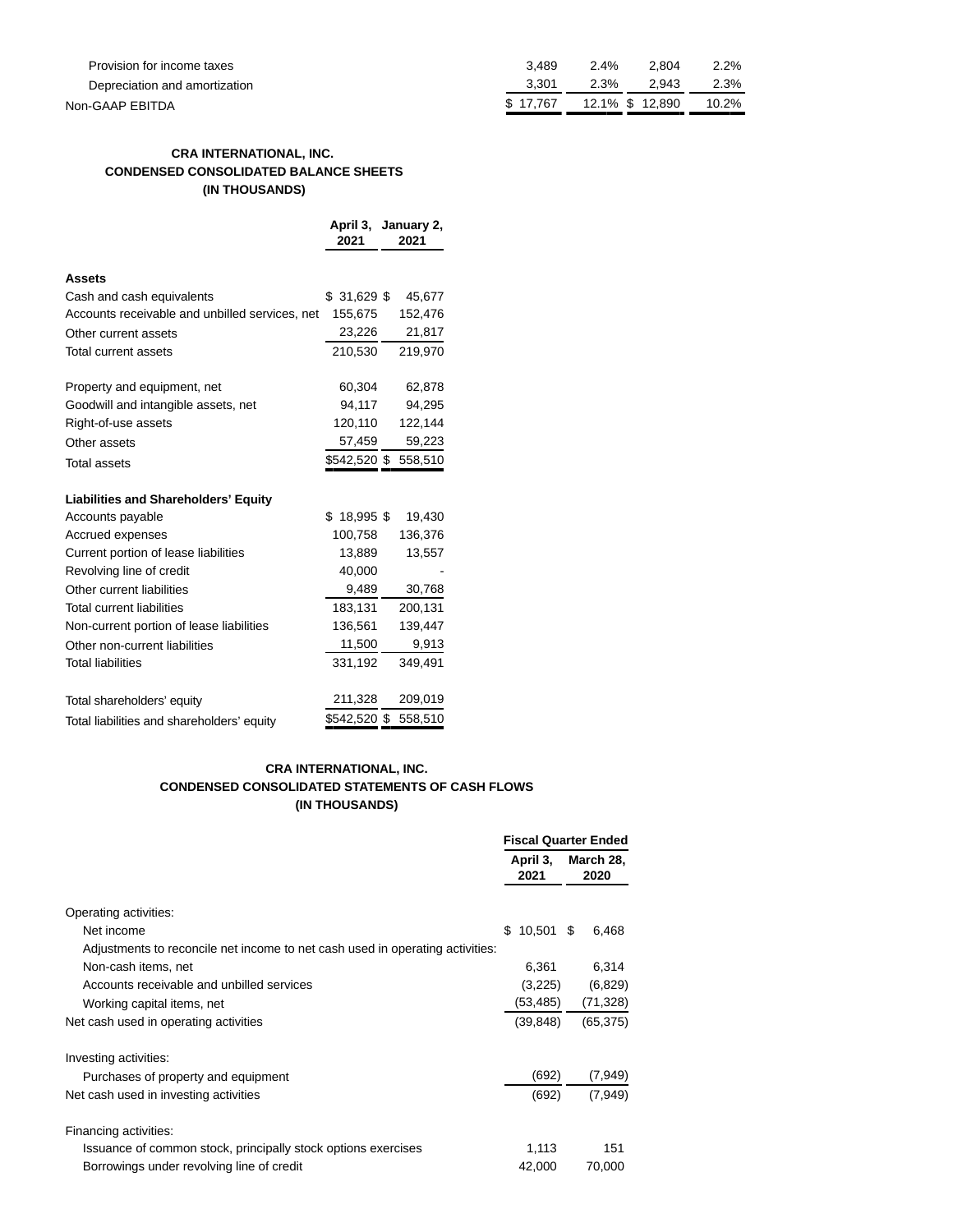| | | | | |
|---|---|---|---|---|
| Provision for income taxes | 3,489 | 2.4% | 2,804 | 2.2% |
| Depreciation and amortization | 3,301 | 2.3% | 2,943 | 2.3% |
| Non-GAAP EBITDA | $ 17,767 | 12.1% | $ 12,890 | 10.2% |

**CRA INTERNATIONAL, INC.**
**CONDENSED CONSOLIDATED BALANCE SHEETS**
**(IN THOUSANDS)**

| | April 3, 2021 | January 2, 2021 |
|---|---|---|
| **Assets** | | |
| Cash and cash equivalents | $ 31,629 | $ 45,677 |
| Accounts receivable and unbilled services, net | 155,675 | 152,476 |
| Other current assets | 23,226 | 21,817 |
| Total current assets | 210,530 | 219,970 |
| | | |
| Property and equipment, net | 60,304 | 62,878 |
| Goodwill and intangible assets, net | 94,117 | 94,295 |
| Right-of-use assets | 120,110 | 122,144 |
| Other assets | 57,459 | 59,223 |
| Total assets | $542,520 | $ 558,510 |
| | | |
| **Liabilities and Shareholders' Equity** | | |
| Accounts payable | $ 18,995 | $ 19,430 |
| Accrued expenses | 100,758 | 136,376 |
| Current portion of lease liabilities | 13,889 | 13,557 |
| Revolving line of credit | 40,000 | - |
| Other current liabilities | 9,489 | 30,768 |
| Total current liabilities | 183,131 | 200,131 |
| Non-current portion of lease liabilities | 136,561 | 139,447 |
| Other non-current liabilities | 11,500 | 9,913 |
| Total liabilities | 331,192 | 349,491 |
| | | |
| Total shareholders' equity | 211,328 | 209,019 |
| Total liabilities and shareholders' equity | $542,520 | $ 558,510 |

**CRA INTERNATIONAL, INC.**
**CONDENSED CONSOLIDATED STATEMENTS OF CASH FLOWS**
**(IN THOUSANDS)**

| | Fiscal Quarter Ended | |
|---|---|---|
| | April 3, 2021 | March 28, 2020 |
| Operating activities: | | |
| Net income | $ 10,501 | $ 6,468 |
| Adjustments to reconcile net income to net cash used in operating activities: | | |
| Non-cash items, net | 6,361 | 6,314 |
| Accounts receivable and unbilled services | (3,225) | (6,829) |
| Working capital items, net | (53,485) | (71,328) |
| Net cash used in operating activities | (39,848) | (65,375) |
| | | |
| Investing activities: | | |
| Purchases of property and equipment | (692) | (7,949) |
| Net cash used in investing activities | (692) | (7,949) |
| | | |
| Financing activities: | | |
| Issuance of common stock, principally stock options exercises | 1,113 | 151 |
| Borrowings under revolving line of credit | 42,000 | 70,000 |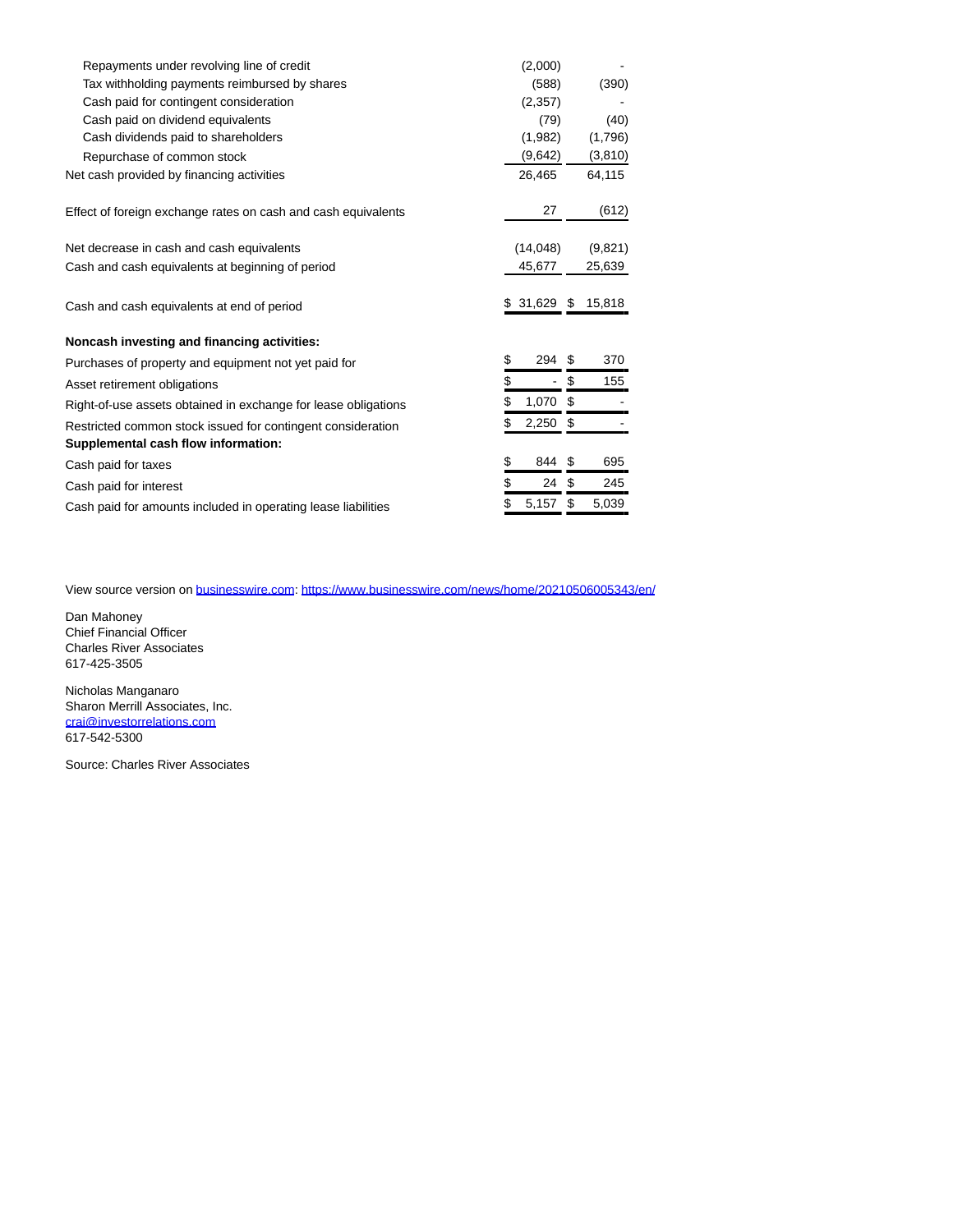| | | |
|---|---|---|
| Repayments under revolving line of credit | (2,000) | - |
| Tax withholding payments reimbursed by shares | (588) | (390) |
| Cash paid for contingent consideration | (2,357) | - |
| Cash paid on dividend equivalents | (79) | (40) |
| Cash dividends paid to shareholders | (1,982) | (1,796) |
| Repurchase of common stock | (9,642) | (3,810) |
| Net cash provided by financing activities | 26,465 | 64,115 |
| | | |
| Effect of foreign exchange rates on cash and cash equivalents | 27 | (612) |
| | | |
| Net decrease in cash and cash equivalents | (14,048) | (9,821) |
| Cash and cash equivalents at beginning of period | 45,677 | 25,639 |
| | | |
| Cash and cash equivalents at end of period | $ 31,629 | $ 15,818 |
| | | |
| **Noncash investing and financing activities:** | | |
| Purchases of property and equipment not yet paid for | $ 294 | $ 370 |
| Asset retirement obligations | $ - | $ 155 |
| Right-of-use assets obtained in exchange for lease obligations | $ 1,070 | $ - |
| Restricted common stock issued for contingent consideration | $ 2,250 | $ - |
| **Supplemental cash flow information:** | | |
| Cash paid for taxes | $ 844 | $ 695 |
| Cash paid for interest | $ 24 | $ 245 |
| Cash paid for amounts included in operating lease liabilities | $ 5,157 | $ 5,039 |

View source version on businesswire.com: https://www.businesswire.com/news/home/20210506005343/en/

Dan Mahoney
Chief Financial Officer
Charles River Associates
617-425-3505

Nicholas Manganaro
Sharon Merrill Associates, Inc.
crai@investorrelations.com
617-542-5300

Source: Charles River Associates